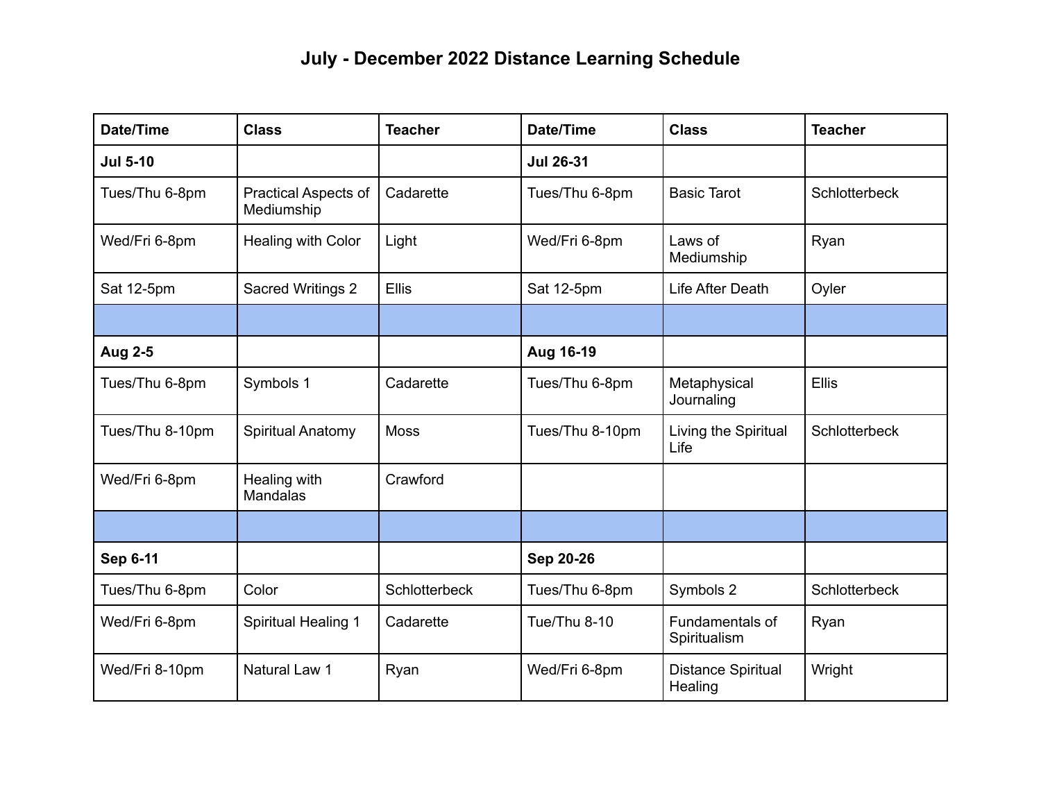# July - December 2022 Distance Learning Schedule

| Date/Time | Class | Teacher | Date/Time | Class | Teacher |
|---|---|---|---|---|---|
| **Jul 5-10** | | | **Jul 26-31** | | |
| Tues/Thu 6-8pm | Practical Aspects of Mediumship | Cadarette | Tues/Thu 6-8pm | Basic Tarot | Schlotterbeck |
| Wed/Fri 6-8pm | Healing with Color | Light | Wed/Fri 6-8pm | Laws of Mediumship | Ryan |
| Sat 12-5pm | Sacred Writings 2 | Ellis | Sat 12-5pm | Life After Death | Oyler |
| | | | | | |
| **Aug 2-5** | | | **Aug 16-19** | | |
| Tues/Thu 6-8pm | Symbols 1 | Cadarette | Tues/Thu 6-8pm | Metaphysical Journaling | Ellis |
| Tues/Thu 8-10pm | Spiritual Anatomy | Moss | Tues/Thu 8-10pm | Living the Spiritual Life | Schlotterbeck |
| Wed/Fri 6-8pm | Healing with Mandalas | Crawford | | | |
| | | | | | |
| **Sep 6-11** | | | **Sep 20-26** | | |
| Tues/Thu 6-8pm | Color | Schlotterbeck | Tues/Thu 6-8pm | Symbols 2 | Schlotterbeck |
| Wed/Fri 6-8pm | Spiritual Healing 1 | Cadarette | Tue/Thu 8-10 | Fundamentals of Spiritualism | Ryan |
| Wed/Fri 8-10pm | Natural Law 1 | Ryan | Wed/Fri 6-8pm | Distance Spiritual Healing | Wright |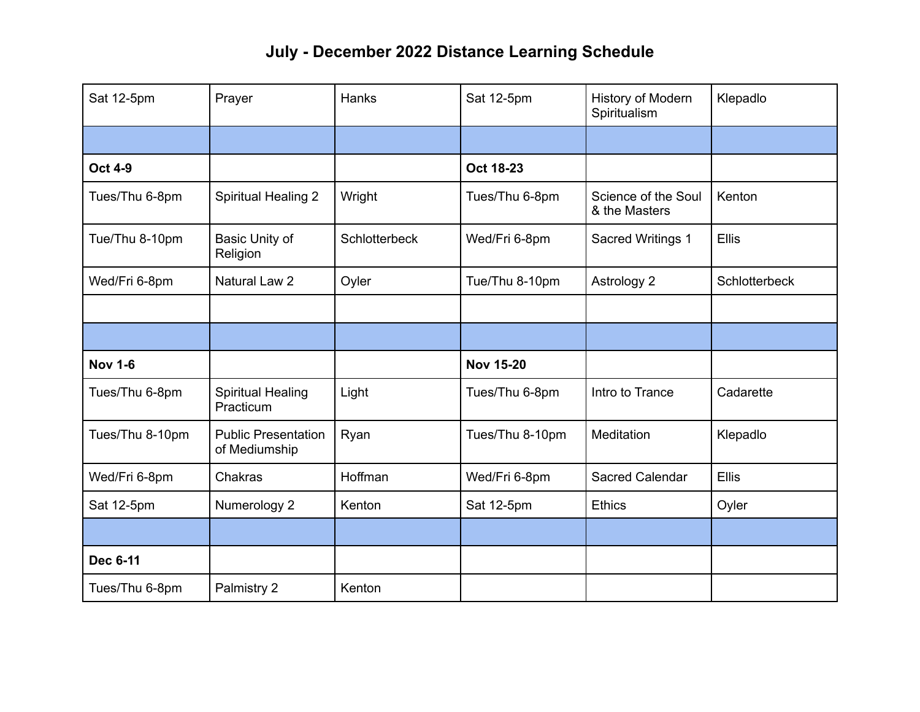# July - December 2022 Distance Learning Schedule

| Sat 12-5pm | Prayer | Hanks | Sat 12-5pm | History of Modern Spiritualism | Klepadlo |
|---|---|---|---|---|---|
| | | | | | |
| **Oct 4-9** | | | **Oct 18-23** | | |
| Tues/Thu 6-8pm | Spiritual Healing 2 | Wright | Tues/Thu 6-8pm | Science of the Soul & the Masters | Kenton |
| Tue/Thu 8-10pm | Basic Unity of Religion | Schlotterbeck | Wed/Fri 6-8pm | Sacred Writings 1 | Ellis |
| Wed/Fri 6-8pm | Natural Law 2 | Oyler | Tue/Thu 8-10pm | Astrology 2 | Schlotterbeck |
| | | | | | |
| | | | | | |
| **Nov 1-6** | | | **Nov 15-20** | | |
| Tues/Thu 6-8pm | Spiritual Healing Practicum | Light | Tues/Thu 6-8pm | Intro to Trance | Cadarette |
| Tues/Thu 8-10pm | Public Presentation of Mediumship | Ryan | Tues/Thu 8-10pm | Meditation | Klepadlo |
| Wed/Fri 6-8pm | Chakras | Hoffman | Wed/Fri 6-8pm | Sacred Calendar | Ellis |
| Sat 12-5pm | Numerology 2 | Kenton | Sat 12-5pm | Ethics | Oyler |
| | | | | | |
| **Dec 6-11** | | | | | |
| Tues/Thu 6-8pm | Palmistry 2 | Kenton | | | |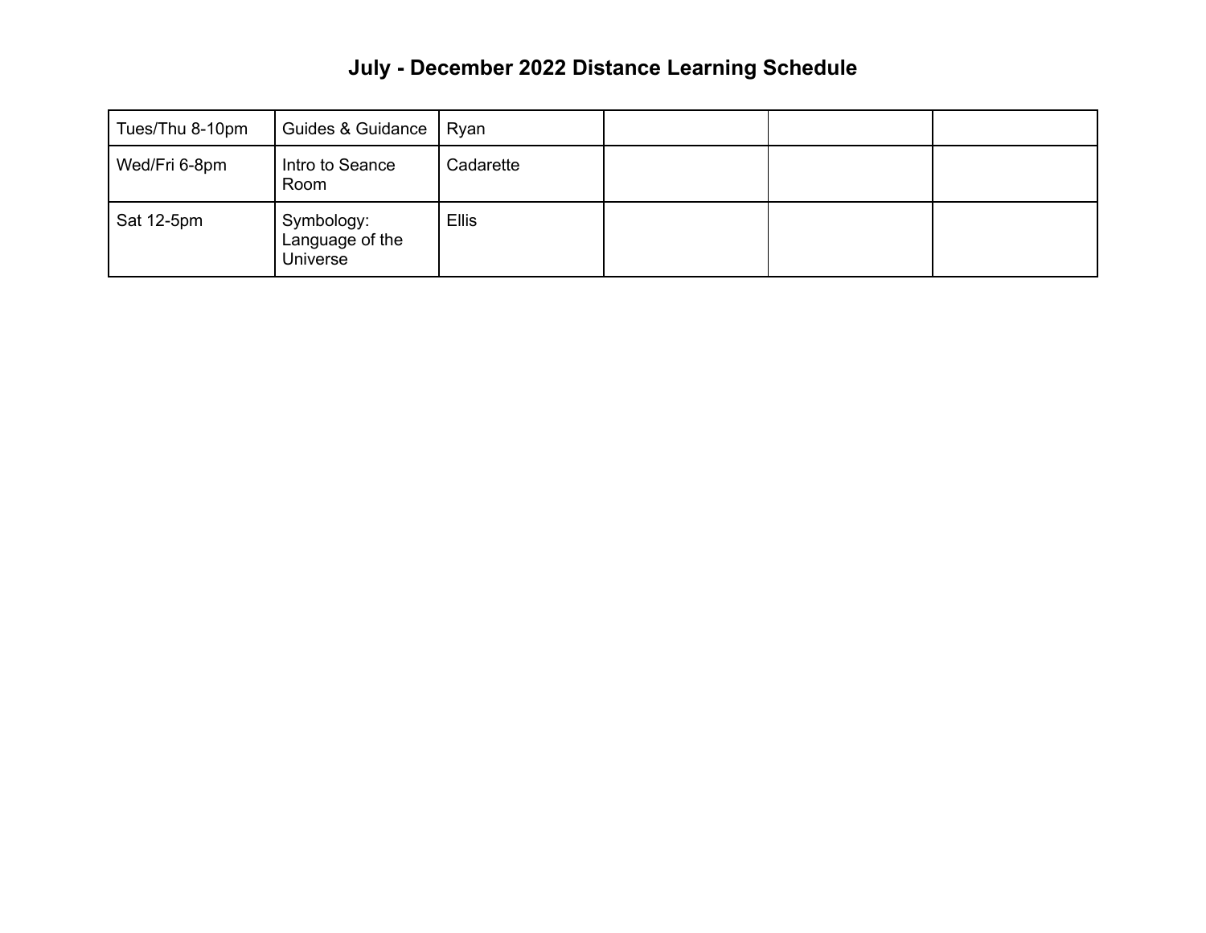# July - December 2022 Distance Learning Schedule

| | | | | | |
|---|---|---|---|---|---|
| Tues/Thu 8-10pm | Guides & Guidance | Ryan | | | |
| Wed/Fri 6-8pm | Intro to Seance Room | Cadarette | | | |
| Sat 12-5pm | Symbology: Language of the Universe | Ellis | | | |